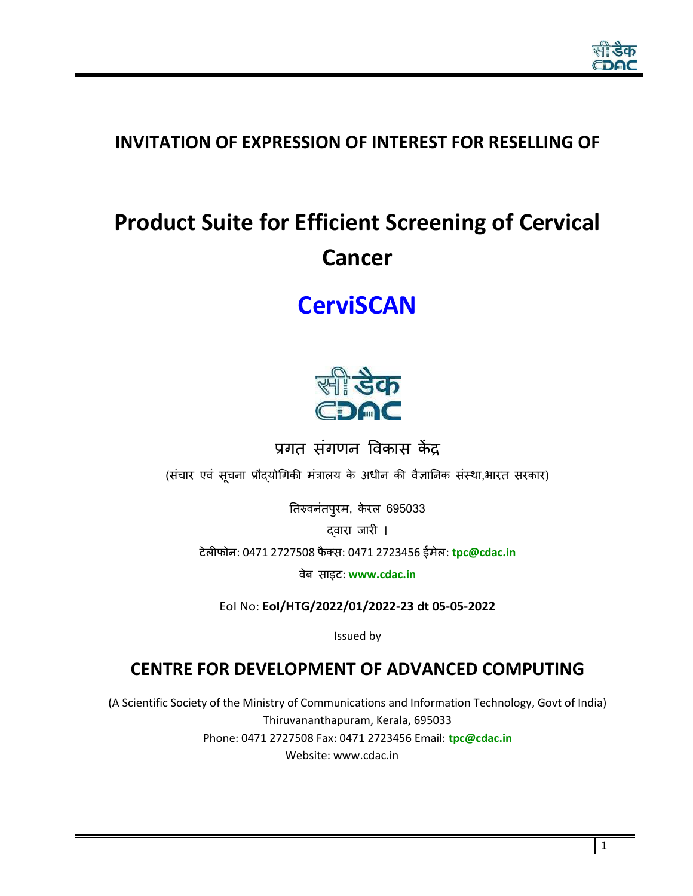## INVITATION OF EXPRESSION OF INTEREST FOR RESELLING OF

# Product Suite for Efficient Screening of Cervical Cancer

# CerviSCAN

प्रगत संगणन विकास केंद्र

(संचार एवं सूचना प्रौद्योगिकी मंत्रालय के अधीन की वैज्ञानिक संस्था,भारत सरकार)

तिरुवनंतपुरम, केरल 695033

द्वारा जारी ।

टेलीफोन: 0471 2727508 फैक्स: 0471 2723456 ईमेल: **tpc@cdac.in**

वेब साइट: **www.cdac.in**

EoI No: **EoI/HTG/2022/01/2022-23 dt 05-05-2022**

Issued by

## CENTRE FOR DEVELOPMENT OF ADVANCED COMPUTING

(A Scientific Society of the Ministry of Communications and Information Technology, Govt of India)
Thiruvananthapuram, Kerala, 695033
Phone: 0471 2727508 Fax: 0471 2723456 Email: **tpc@cdac.in**
Website: www.cdac.in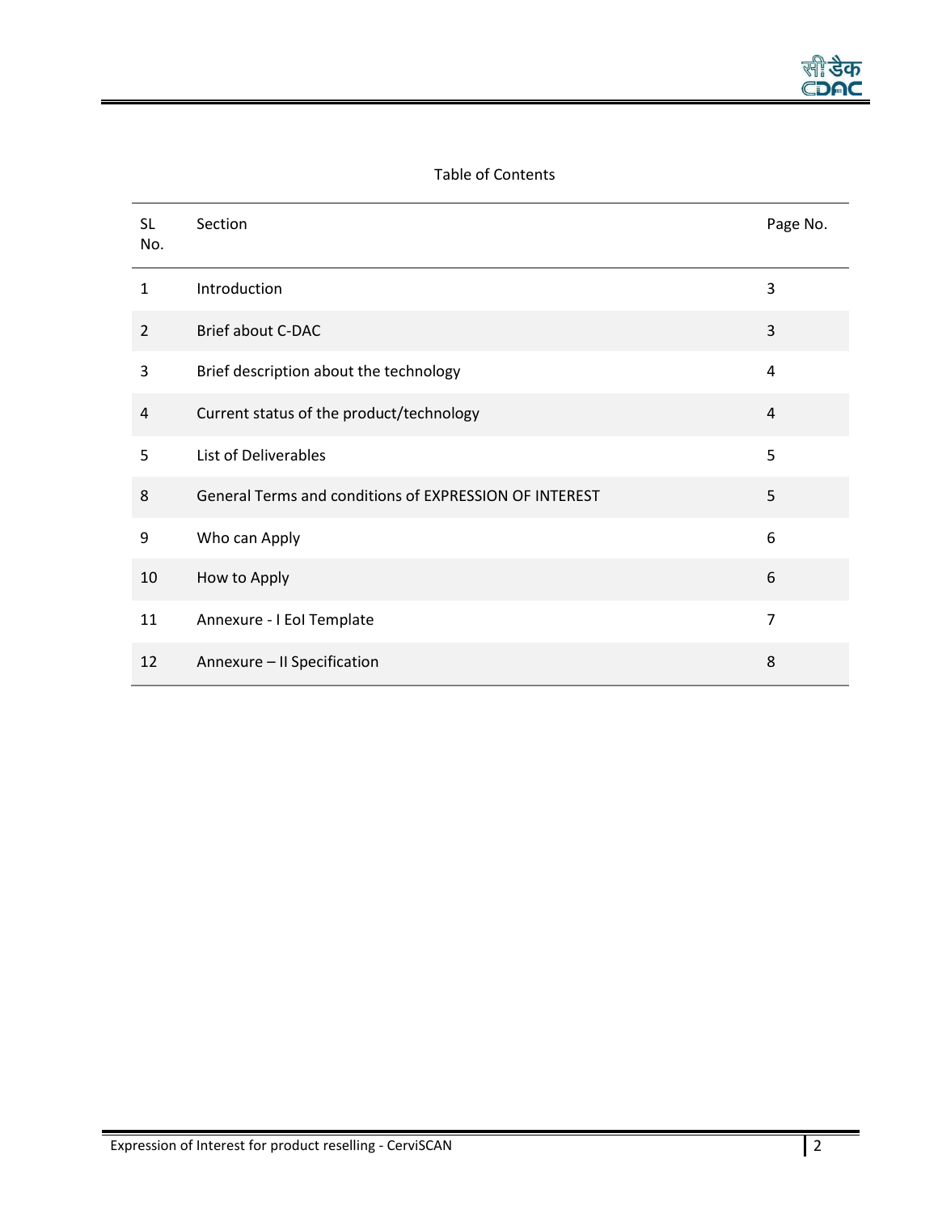Table of Contents

| SL No. | Section | Page No. |
|---|---|---|
| 1 | Introduction | 3 |
| 2 | Brief about C-DAC | 3 |
| 3 | Brief description about the technology | 4 |
| 4 | Current status of the product/technology | 4 |
| 5 | List of Deliverables | 5 |
| 8 | General Terms and conditions of EXPRESSION OF INTEREST | 5 |
| 9 | Who can Apply | 6 |
| 10 | How to Apply | 6 |
| 11 | Annexure - I EoI Template | 7 |
| 12 | Annexure – II Specification | 8 |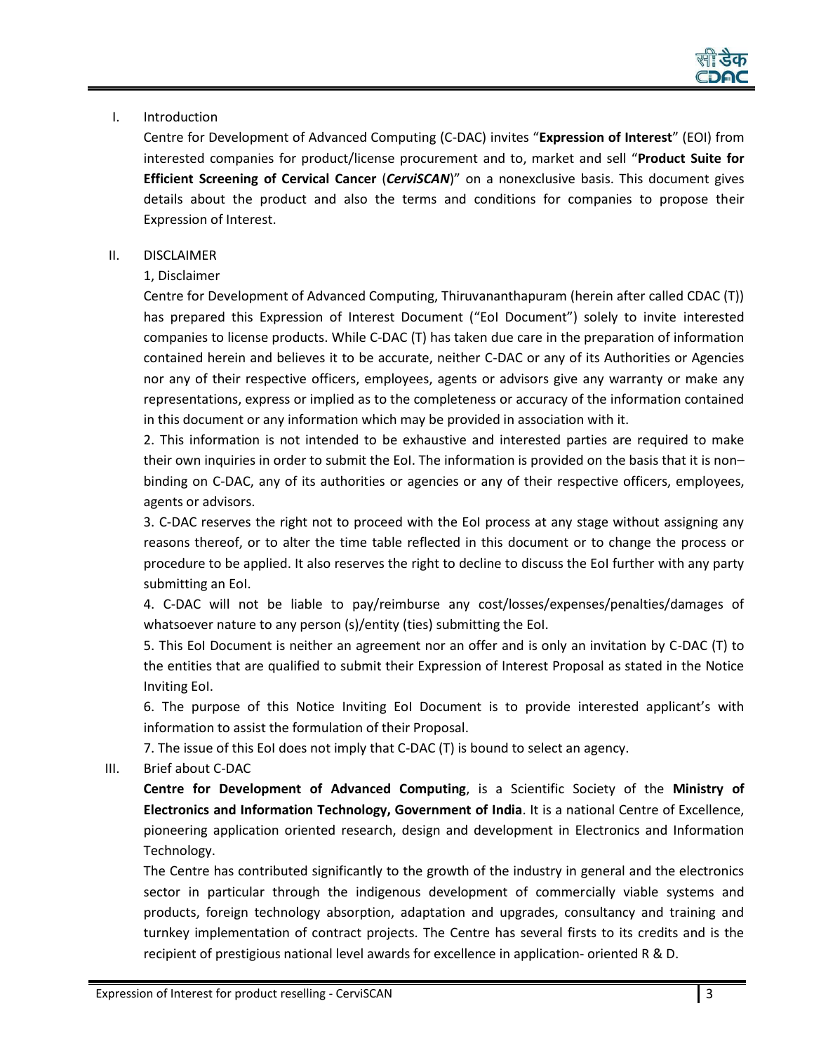## I. Introduction

Centre for Development of Advanced Computing (C-DAC) invites "**Expression of Interest**" (EOI) from interested companies for product/license procurement and to, market and sell "**Product Suite for Efficient Screening of Cervical Cancer** (***CerviSCAN***)" on a nonexclusive basis. This document gives details about the product and also the terms and conditions for companies to propose their Expression of Interest.

## II. DISCLAIMER

1, Disclaimer

Centre for Development of Advanced Computing, Thiruvananthapuram (herein after called CDAC (T)) has prepared this Expression of Interest Document ("EoI Document") solely to invite interested companies to license products. While C-DAC (T) has taken due care in the preparation of information contained herein and believes it to be accurate, neither C-DAC or any of its Authorities or Agencies nor any of their respective officers, employees, agents or advisors give any warranty or make any representations, express or implied as to the completeness or accuracy of the information contained in this document or any information which may be provided in association with it.

2. This information is not intended to be exhaustive and interested parties are required to make their own inquiries in order to submit the EoI. The information is provided on the basis that it is non–binding on C-DAC, any of its authorities or agencies or any of their respective officers, employees, agents or advisors.

3. C-DAC reserves the right not to proceed with the EoI process at any stage without assigning any reasons thereof, or to alter the time table reflected in this document or to change the process or procedure to be applied. It also reserves the right to decline to discuss the EoI further with any party submitting an EoI.

4. C-DAC will not be liable to pay/reimburse any cost/losses/expenses/penalties/damages of whatsoever nature to any person (s)/entity (ties) submitting the EoI.

5. This EoI Document is neither an agreement nor an offer and is only an invitation by C-DAC (T) to the entities that are qualified to submit their Expression of Interest Proposal as stated in the Notice Inviting EoI.

6. The purpose of this Notice Inviting EoI Document is to provide interested applicant's with information to assist the formulation of their Proposal.

7. The issue of this EoI does not imply that C-DAC (T) is bound to select an agency.

## III. Brief about C-DAC

**Centre for Development of Advanced Computing**, is a Scientific Society of the **Ministry of Electronics and Information Technology, Government of India**. It is a national Centre of Excellence, pioneering application oriented research, design and development in Electronics and Information Technology.

The Centre has contributed significantly to the growth of the industry in general and the electronics sector in particular through the indigenous development of commercially viable systems and products, foreign technology absorption, adaptation and upgrades, consultancy and training and turnkey implementation of contract projects. The Centre has several firsts to its credits and is the recipient of prestigious national level awards for excellence in application- oriented R & D.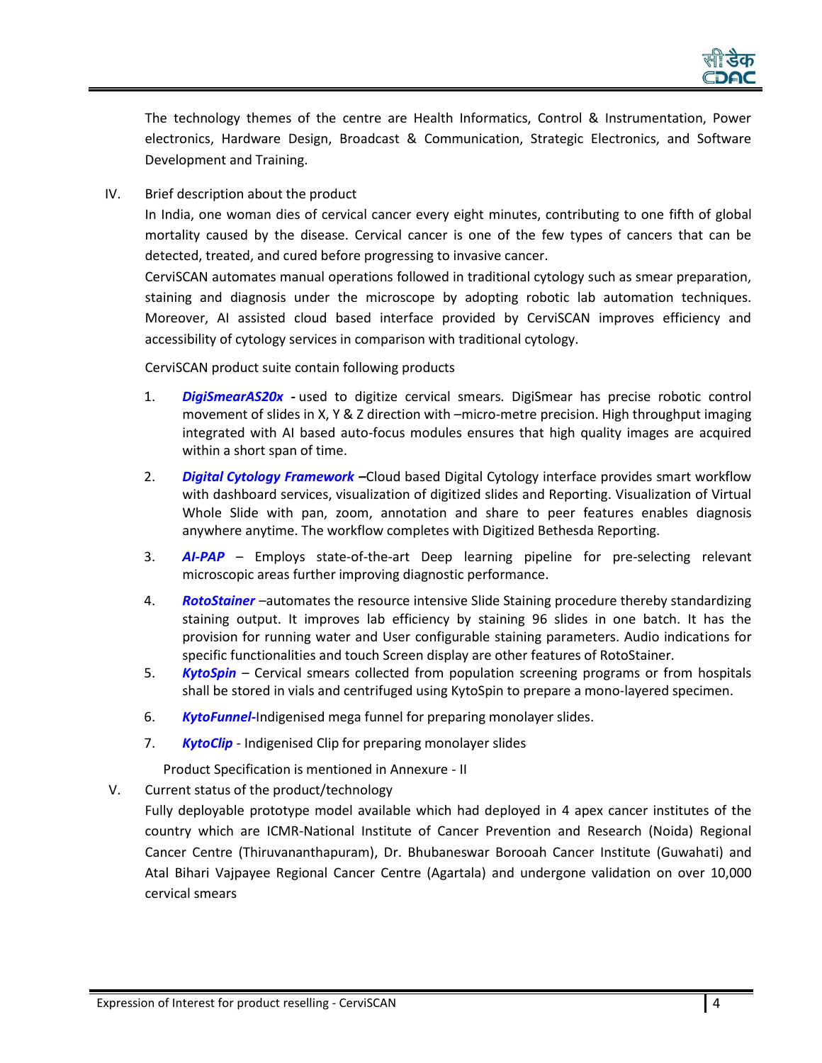The technology themes of the centre are Health Informatics, Control & Instrumentation, Power electronics, Hardware Design, Broadcast & Communication, Strategic Electronics, and Software Development and Training.

IV. Brief description about the product

In India, one woman dies of cervical cancer every eight minutes, contributing to one fifth of global mortality caused by the disease. Cervical cancer is one of the few types of cancers that can be detected, treated, and cured before progressing to invasive cancer.

CerviSCAN automates manual operations followed in traditional cytology such as smear preparation, staining and diagnosis under the microscope by adopting robotic lab automation techniques. Moreover, AI assisted cloud based interface provided by CerviSCAN improves efficiency and accessibility of cytology services in comparison with traditional cytology.

CerviSCAN product suite contain following products

1. ***DigiSmearAS20x*** **-** used to digitize cervical smears. DigiSmear has precise robotic control movement of slides in X, Y & Z direction with –micro-metre precision. High throughput imaging integrated with AI based auto-focus modules ensures that high quality images are acquired within a short span of time.
2. ***Digital Cytology Framework*** **–**Cloud based Digital Cytology interface provides smart workflow with dashboard services, visualization of digitized slides and Reporting. Visualization of Virtual Whole Slide with pan, zoom, annotation and share to peer features enables diagnosis anywhere anytime. The workflow completes with Digitized Bethesda Reporting.
3. ***AI-PAP*** – Employs state-of-the-art Deep learning pipeline for pre-selecting relevant microscopic areas further improving diagnostic performance.
4. ***RotoStainer*** –automates the resource intensive Slide Staining procedure thereby standardizing staining output. It improves lab efficiency by staining 96 slides in one batch. It has the provision for running water and User configurable staining parameters. Audio indications for specific functionalities and touch Screen display are other features of RotoStainer.
5. ***KytoSpin*** – Cervical smears collected from population screening programs or from hospitals shall be stored in vials and centrifuged using KytoSpin to prepare a mono-layered specimen.
6. ***KytoFunnel-***Indigenised mega funnel for preparing monolayer slides.
7. ***KytoClip*** - Indigenised Clip for preparing monolayer slides

Product Specification is mentioned in Annexure - II

V. Current status of the product/technology

Fully deployable prototype model available which had deployed in 4 apex cancer institutes of the country which are ICMR-National Institute of Cancer Prevention and Research (Noida) Regional Cancer Centre (Thiruvananthapuram), Dr. Bhubaneswar Borooah Cancer Institute (Guwahati) and Atal Bihari Vajpayee Regional Cancer Centre (Agartala) and undergone validation on over 10,000 cervical smears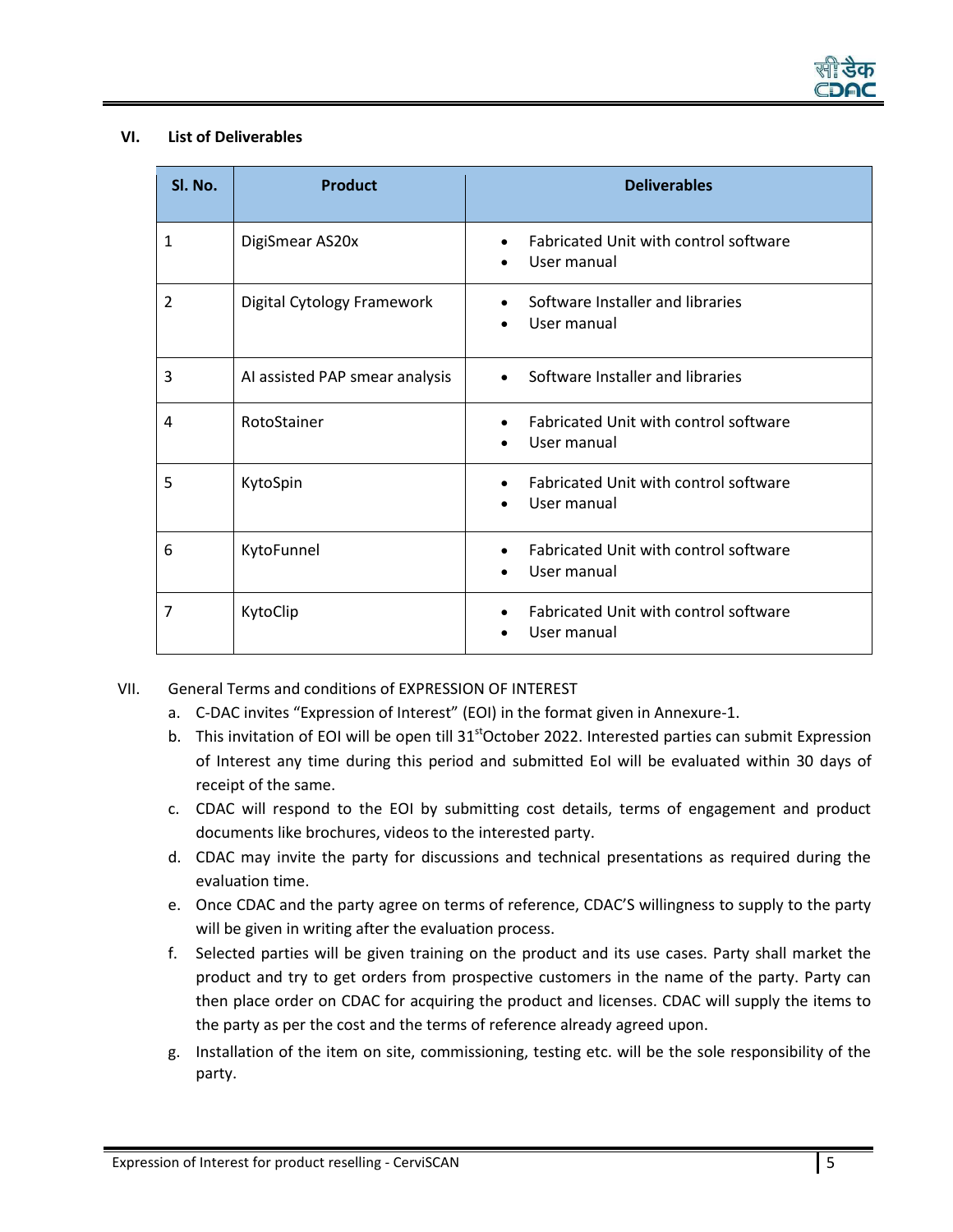## VI. List of Deliverables

| Sl. No. | Product | Deliverables |
|---|---|---|
| 1 | DigiSmear AS20x | • Fabricated Unit with control software<br>• User manual |
| 2 | Digital Cytology Framework | • Software Installer and libraries<br>• User manual |
| 3 | AI assisted PAP smear analysis | • Software Installer and libraries |
| 4 | RotoStainer | • Fabricated Unit with control software<br>• User manual |
| 5 | KytoSpin | • Fabricated Unit with control software<br>• User manual |
| 6 | KytoFunnel | • Fabricated Unit with control software<br>• User manual |
| 7 | KytoClip | • Fabricated Unit with control software<br>• User manual |

## VII. General Terms and conditions of EXPRESSION OF INTEREST

a. C-DAC invites "Expression of Interest" (EOI) in the format given in Annexure-1.

b. This invitation of EOI will be open till 31st October 2022. Interested parties can submit Expression of Interest any time during this period and submitted EoI will be evaluated within 30 days of receipt of the same.

c. CDAC will respond to the EOI by submitting cost details, terms of engagement and product documents like brochures, videos to the interested party.

d. CDAC may invite the party for discussions and technical presentations as required during the evaluation time.

e. Once CDAC and the party agree on terms of reference, CDAC'S willingness to supply to the party will be given in writing after the evaluation process.

f. Selected parties will be given training on the product and its use cases. Party shall market the product and try to get orders from prospective customers in the name of the party. Party can then place order on CDAC for acquiring the product and licenses. CDAC will supply the items to the party as per the cost and the terms of reference already agreed upon.

g. Installation of the item on site, commissioning, testing etc. will be the sole responsibility of the party.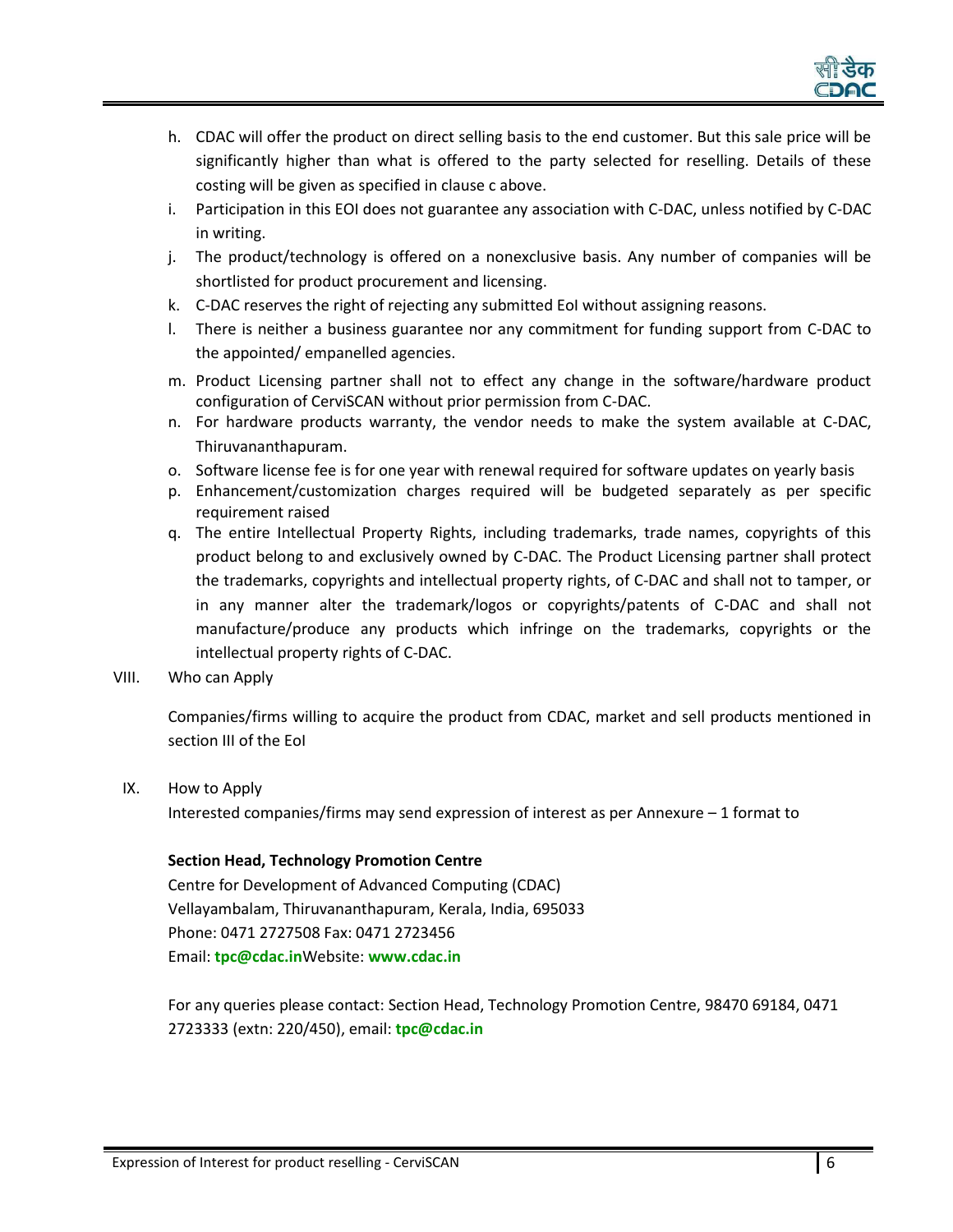h. CDAC will offer the product on direct selling basis to the end customer. But this sale price will be significantly higher than what is offered to the party selected for reselling. Details of these costing will be given as specified in clause c above.
i. Participation in this EOI does not guarantee any association with C-DAC, unless notified by C-DAC in writing.
j. The product/technology is offered on a nonexclusive basis. Any number of companies will be shortlisted for product procurement and licensing.
k. C-DAC reserves the right of rejecting any submitted EoI without assigning reasons.
l. There is neither a business guarantee nor any commitment for funding support from C-DAC to the appointed/ empanelled agencies.
m. Product Licensing partner shall not to effect any change in the software/hardware product configuration of CerviSCAN without prior permission from C-DAC.
n. For hardware products warranty, the vendor needs to make the system available at C-DAC, Thiruvananthapuram.
o. Software license fee is for one year with renewal required for software updates on yearly basis
p. Enhancement/customization charges required will be budgeted separately as per specific requirement raised
q. The entire Intellectual Property Rights, including trademarks, trade names, copyrights of this product belong to and exclusively owned by C-DAC. The Product Licensing partner shall protect the trademarks, copyrights and intellectual property rights, of C-DAC and shall not to tamper, or in any manner alter the trademark/logos or copyrights/patents of C-DAC and shall not manufacture/produce any products which infringe on the trademarks, copyrights or the intellectual property rights of C-DAC.

VIII. Who can Apply

Companies/firms willing to acquire the product from CDAC, market and sell products mentioned in section III of the EoI

IX. How to Apply

Interested companies/firms may send expression of interest as per Annexure – 1 format to

**Section Head, Technology Promotion Centre**
Centre for Development of Advanced Computing (CDAC)
Vellayambalam, Thiruvananthapuram, Kerala, India, 695033
Phone: 0471 2727508 Fax: 0471 2723456
Email: **tpc@cdac.in**Website: **www.cdac.in**

For any queries please contact: Section Head, Technology Promotion Centre, 98470 69184, 0471 2723333 (extn: 220/450), email: **tpc@cdac.in**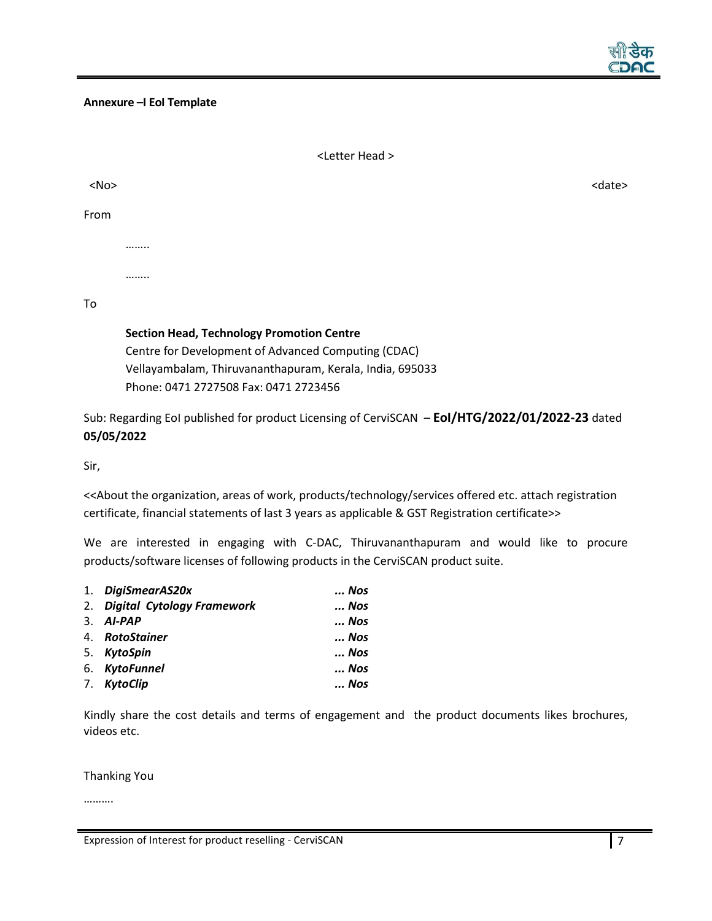**Annexure –I EoI Template**

<Letter Head >

<No> <date>

From

……..

……..

To

**Section Head, Technology Promotion Centre**
Centre for Development of Advanced Computing (CDAC)
Vellayambalam, Thiruvananthapuram, Kerala, India, 695033
Phone: 0471 2727508 Fax: 0471 2723456

Sub: Regarding EoI published for product Licensing of CerviSCAN – **EoI/HTG/2022/01/2022-23** dated **05/05/2022**

Sir,

<<About the organization, areas of work, products/technology/services offered etc. attach registration certificate, financial statements of last 3 years as applicable & GST Registration certificate>>

We are interested in engaging with C-DAC, Thiruvananthapuram and would like to procure products/software licenses of following products in the CerviSCAN product suite.

1. ***DigiSmearAS20x*** ***... Nos***
2. ***Digital Cytology Framework*** ***... Nos***
3. ***AI-PAP*** ***... Nos***
4. ***RotoStainer*** ***... Nos***
5. ***KytoSpin*** ***... Nos***
6. ***KytoFunnel*** ***... Nos***
7. ***KytoClip*** ***... Nos***

Kindly share the cost details and terms of engagement and the product documents likes brochures, videos etc.

Thanking You

……….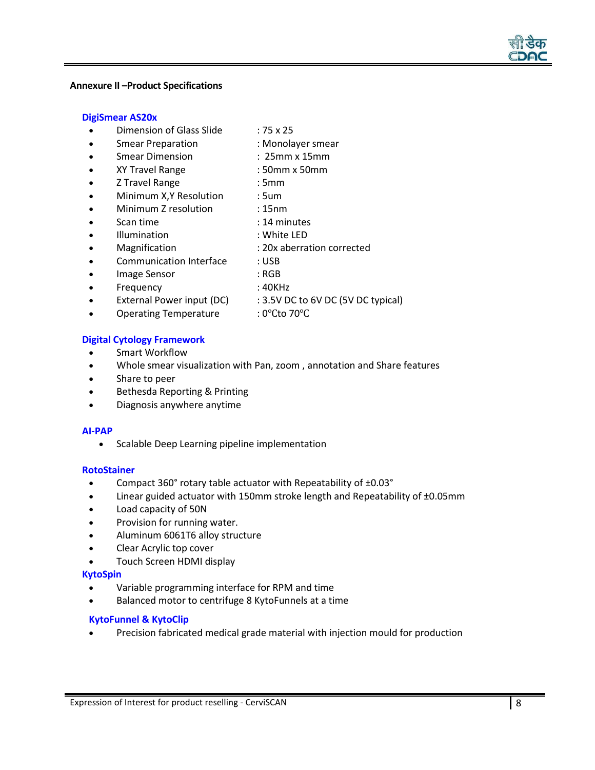**Annexure II –Product Specifications**

### DigiSmear AS20x

- Dimension of Glass Slide : 75 x 25
- Smear Preparation : Monolayer smear
- Smear Dimension : 25mm x 15mm
- XY Travel Range : 50mm x 50mm
- Z Travel Range : 5mm
- Minimum X,Y Resolution : 5um
- Minimum Z resolution : 15nm
- Scan time : 14 minutes
- Illumination : White LED
- Magnification : 20x aberration corrected
- Communication Interface : USB
- Image Sensor : RGB
- Frequency : 40KHz
- External Power input (DC) : 3.5V DC to 6V DC (5V DC typical)
- Operating Temperature : 0°Cto 70°C

### Digital Cytology Framework

- Smart Workflow
- Whole smear visualization with Pan, zoom , annotation and Share features
- Share to peer
- Bethesda Reporting & Printing
- Diagnosis anywhere anytime

### AI-PAP

- Scalable Deep Learning pipeline implementation

### RotoStainer

- Compact 360° rotary table actuator with Repeatability of ±0.03°
- Linear guided actuator with 150mm stroke length and Repeatability of ±0.05mm
- Load capacity of 50N
- Provision for running water.
- Aluminum 6061T6 alloy structure
- Clear Acrylic top cover
- Touch Screen HDMI display

### KytoSpin

- Variable programming interface for RPM and time
- Balanced motor to centrifuge 8 KytoFunnels at a time

### KytoFunnel & KytoClip

- Precision fabricated medical grade material with injection mould for production